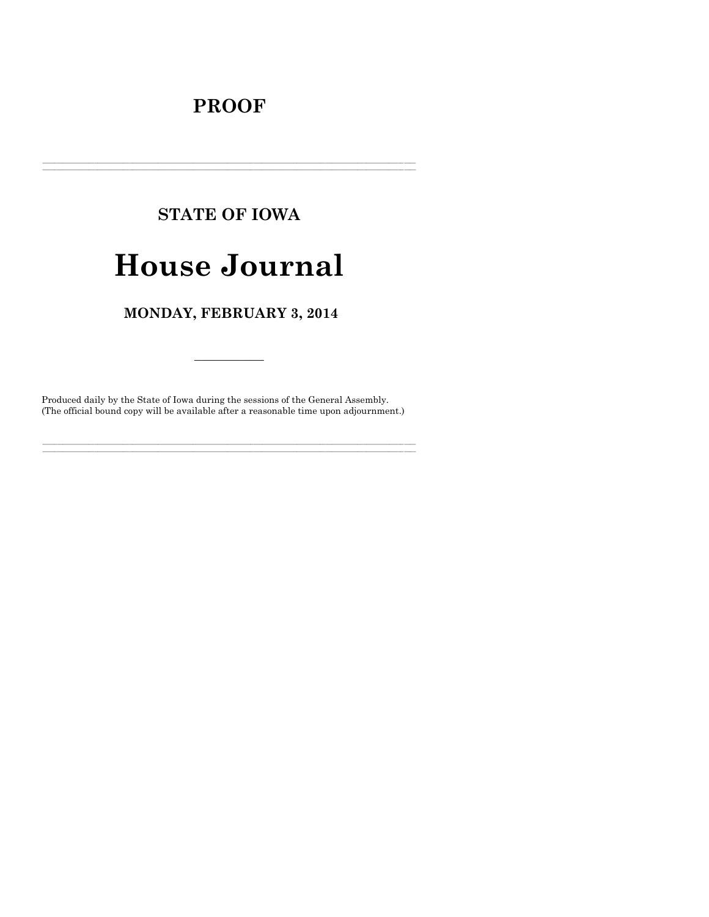# PROOF

---

## STATE OF IOWA

# House Journal

## MONDAY, FEBRUARY 3, 2014

---

Produced daily by the State of Iowa during the sessions of the General Assembly.
(The official bound copy will be available after a reasonable time upon adjournment.)

---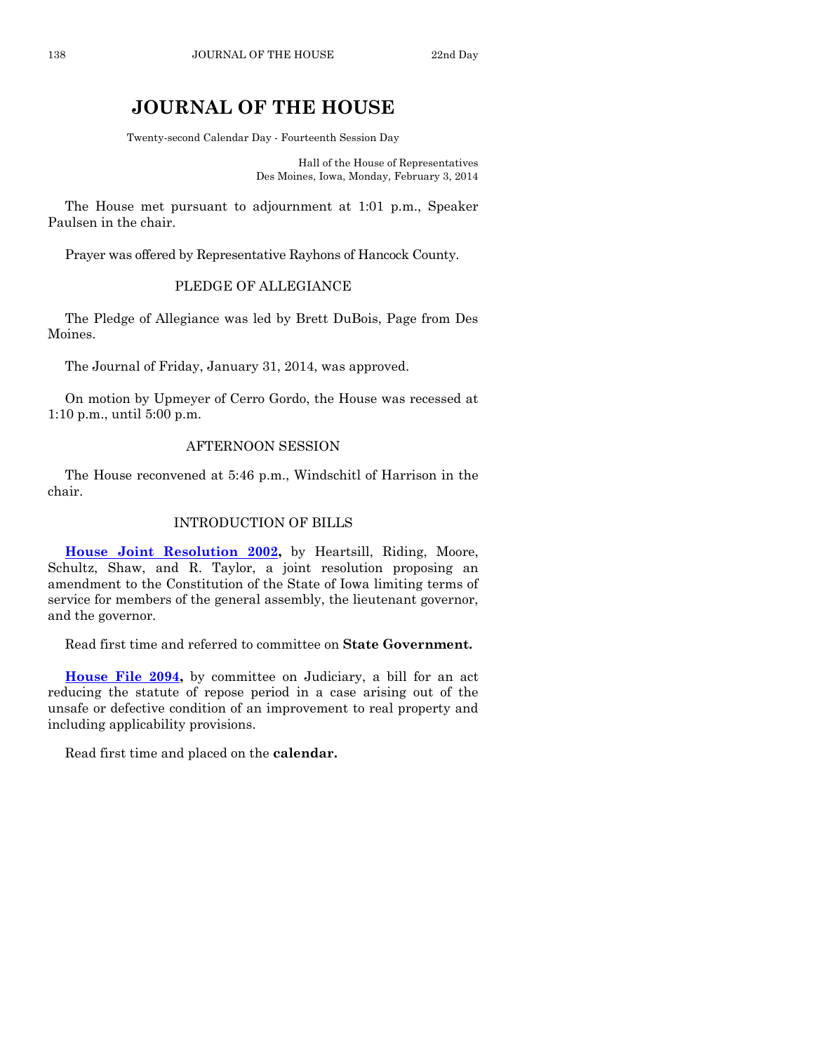# JOURNAL OF THE HOUSE

Twenty-second Calendar Day - Fourteenth Session Day

Hall of the House of Representatives
Des Moines, Iowa, Monday, February 3, 2014

The House met pursuant to adjournment at 1:01 p.m., Speaker Paulsen in the chair.

Prayer was offered by Representative Rayhons of Hancock County.

## PLEDGE OF ALLEGIANCE

The Pledge of Allegiance was led by Brett DuBois, Page from Des Moines.

The Journal of Friday, January 31, 2014, was approved.

On motion by Upmeyer of Cerro Gordo, the House was recessed at 1:10 p.m., until 5:00 p.m.

## AFTERNOON SESSION

The House reconvened at 5:46 p.m., Windschitl of Harrison in the chair.

## INTRODUCTION OF BILLS

**House Joint Resolution 2002,** by Heartsill, Riding, Moore, Schultz, Shaw, and R. Taylor, a joint resolution proposing an amendment to the Constitution of the State of Iowa limiting terms of service for members of the general assembly, the lieutenant governor, and the governor.

Read first time and referred to committee on **State Government.**

**House File 2094,** by committee on Judiciary, a bill for an act reducing the statute of repose period in a case arising out of the unsafe or defective condition of an improvement to real property and including applicability provisions.

Read first time and placed on the **calendar.**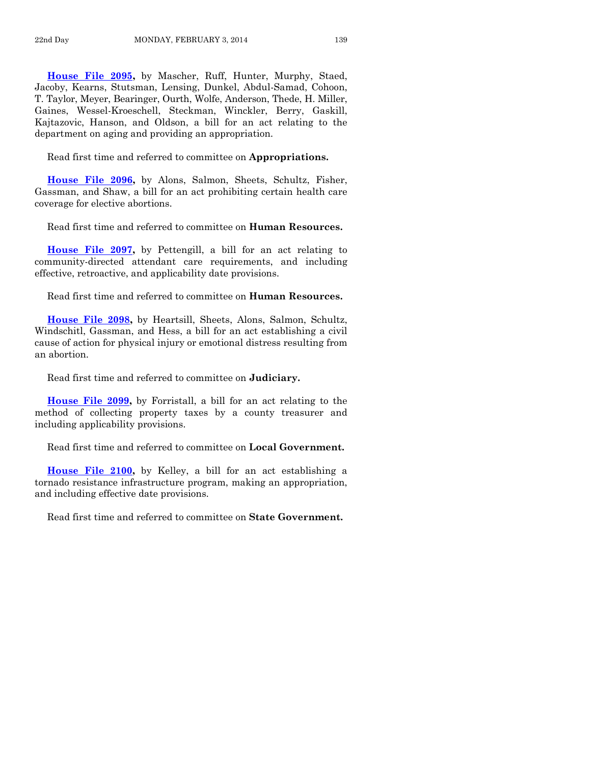**House File 2095,** by Mascher, Ruff, Hunter, Murphy, Staed, Jacoby, Kearns, Stutsman, Lensing, Dunkel, Abdul-Samad, Cohoon, T. Taylor, Meyer, Bearinger, Ourth, Wolfe, Anderson, Thede, H. Miller, Gaines, Wessel-Kroeschell, Steckman, Winckler, Berry, Gaskill, Kajtazovic, Hanson, and Oldson, a bill for an act relating to the department on aging and providing an appropriation.

Read first time and referred to committee on **Appropriations.**

**House File 2096,** by Alons, Salmon, Sheets, Schultz, Fisher, Gassman, and Shaw, a bill for an act prohibiting certain health care coverage for elective abortions.

Read first time and referred to committee on **Human Resources.**

**House File 2097,** by Pettengill, a bill for an act relating to community-directed attendant care requirements, and including effective, retroactive, and applicability date provisions.

Read first time and referred to committee on **Human Resources.**

**House File 2098,** by Heartsill, Sheets, Alons, Salmon, Schultz, Windschitl, Gassman, and Hess, a bill for an act establishing a civil cause of action for physical injury or emotional distress resulting from an abortion.

Read first time and referred to committee on **Judiciary.**

**House File 2099,** by Forristall, a bill for an act relating to the method of collecting property taxes by a county treasurer and including applicability provisions.

Read first time and referred to committee on **Local Government.**

**House File 2100,** by Kelley, a bill for an act establishing a tornado resistance infrastructure program, making an appropriation, and including effective date provisions.

Read first time and referred to committee on **State Government.**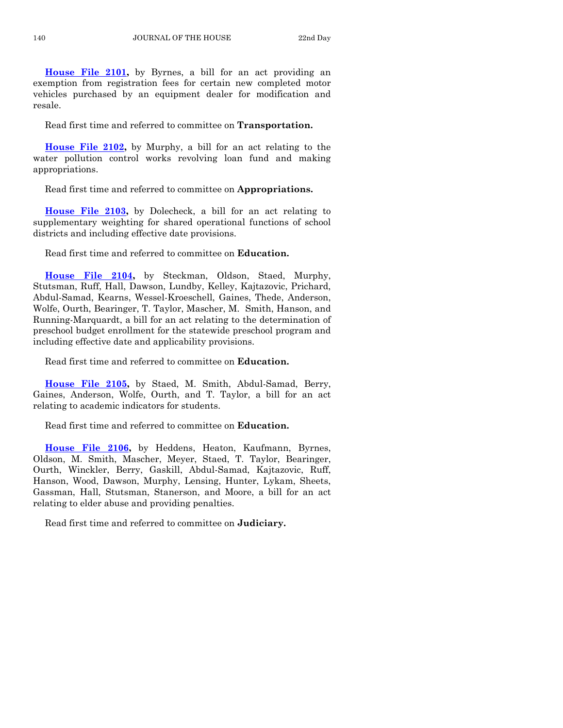**House File 2101,** by Byrnes, a bill for an act providing an exemption from registration fees for certain new completed motor vehicles purchased by an equipment dealer for modification and resale.

Read first time and referred to committee on **Transportation.**

**House File 2102,** by Murphy, a bill for an act relating to the water pollution control works revolving loan fund and making appropriations.

Read first time and referred to committee on **Appropriations.**

**House File 2103,** by Dolecheck, a bill for an act relating to supplementary weighting for shared operational functions of school districts and including effective date provisions.

Read first time and referred to committee on **Education.**

**House File 2104,** by Steckman, Oldson, Staed, Murphy, Stutsman, Ruff, Hall, Dawson, Lundby, Kelley, Kajtazovic, Prichard, Abdul-Samad, Kearns, Wessel-Kroeschell, Gaines, Thede, Anderson, Wolfe, Ourth, Bearinger, T. Taylor, Mascher, M. Smith, Hanson, and Running-Marquardt, a bill for an act relating to the determination of preschool budget enrollment for the statewide preschool program and including effective date and applicability provisions.

Read first time and referred to committee on **Education.**

**House File 2105,** by Staed, M. Smith, Abdul-Samad, Berry, Gaines, Anderson, Wolfe, Ourth, and T. Taylor, a bill for an act relating to academic indicators for students.

Read first time and referred to committee on **Education.**

**House File 2106,** by Heddens, Heaton, Kaufmann, Byrnes, Oldson, M. Smith, Mascher, Meyer, Staed, T. Taylor, Bearinger, Ourth, Winckler, Berry, Gaskill, Abdul-Samad, Kajtazovic, Ruff, Hanson, Wood, Dawson, Murphy, Lensing, Hunter, Lykam, Sheets, Gassman, Hall, Stutsman, Stanerson, and Moore, a bill for an act relating to elder abuse and providing penalties.

Read first time and referred to committee on **Judiciary.**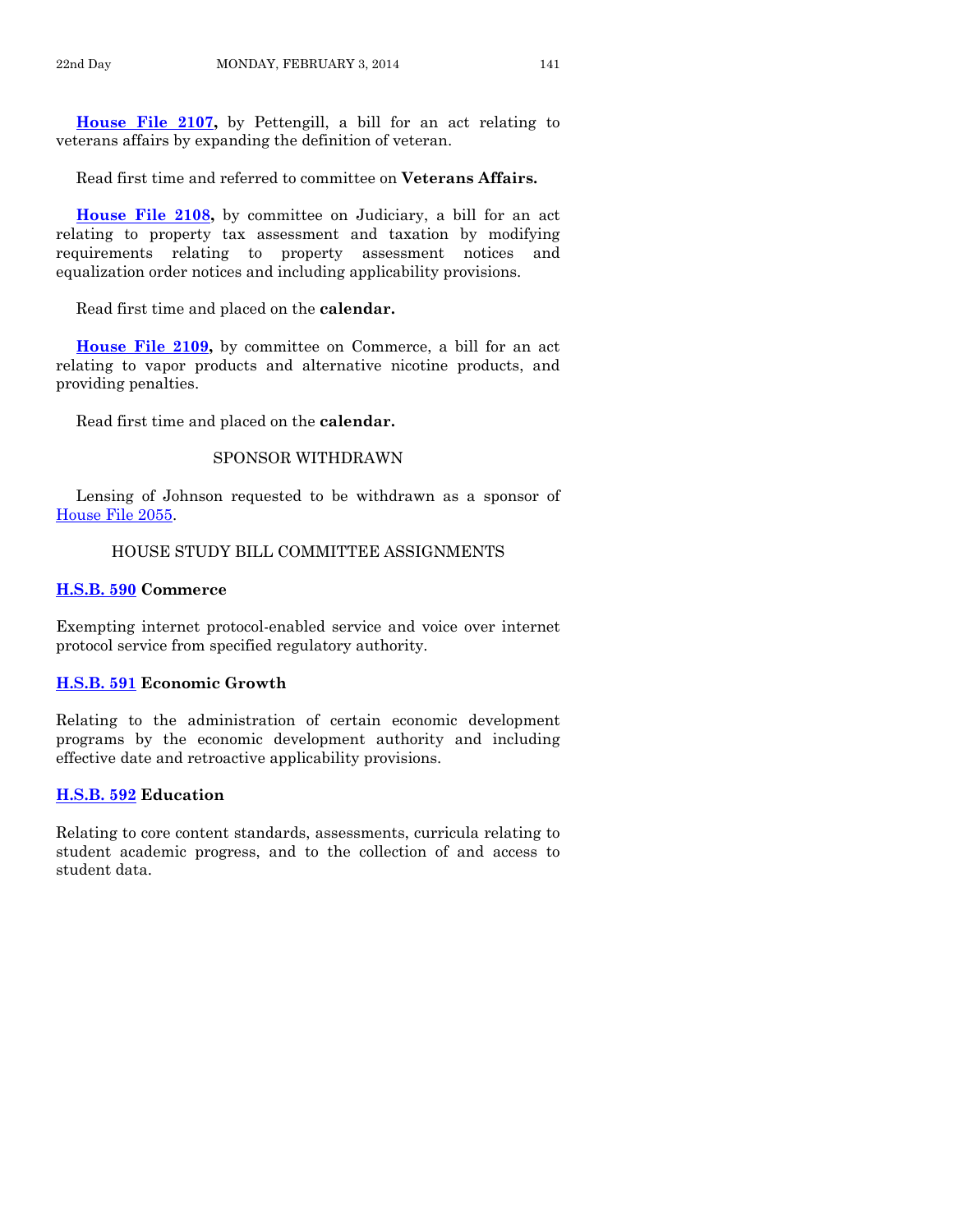**House File 2107,** by Pettengill, a bill for an act relating to veterans affairs by expanding the definition of veteran.

Read first time and referred to committee on **Veterans Affairs.**

**House File 2108,** by committee on Judiciary, a bill for an act relating to property tax assessment and taxation by modifying requirements relating to property assessment notices and equalization order notices and including applicability provisions.

Read first time and placed on the **calendar.**

**House File 2109,** by committee on Commerce, a bill for an act relating to vapor products and alternative nicotine products, and providing penalties.

Read first time and placed on the **calendar.**

## SPONSOR WITHDRAWN

Lensing of Johnson requested to be withdrawn as a sponsor of House File 2055.

## HOUSE STUDY BILL COMMITTEE ASSIGNMENTS

**H.S.B. 590 Commerce**

Exempting internet protocol-enabled service and voice over internet protocol service from specified regulatory authority.

**H.S.B. 591 Economic Growth**

Relating to the administration of certain economic development programs by the economic development authority and including effective date and retroactive applicability provisions.

**H.S.B. 592 Education**

Relating to core content standards, assessments, curricula relating to student academic progress, and to the collection of and access to student data.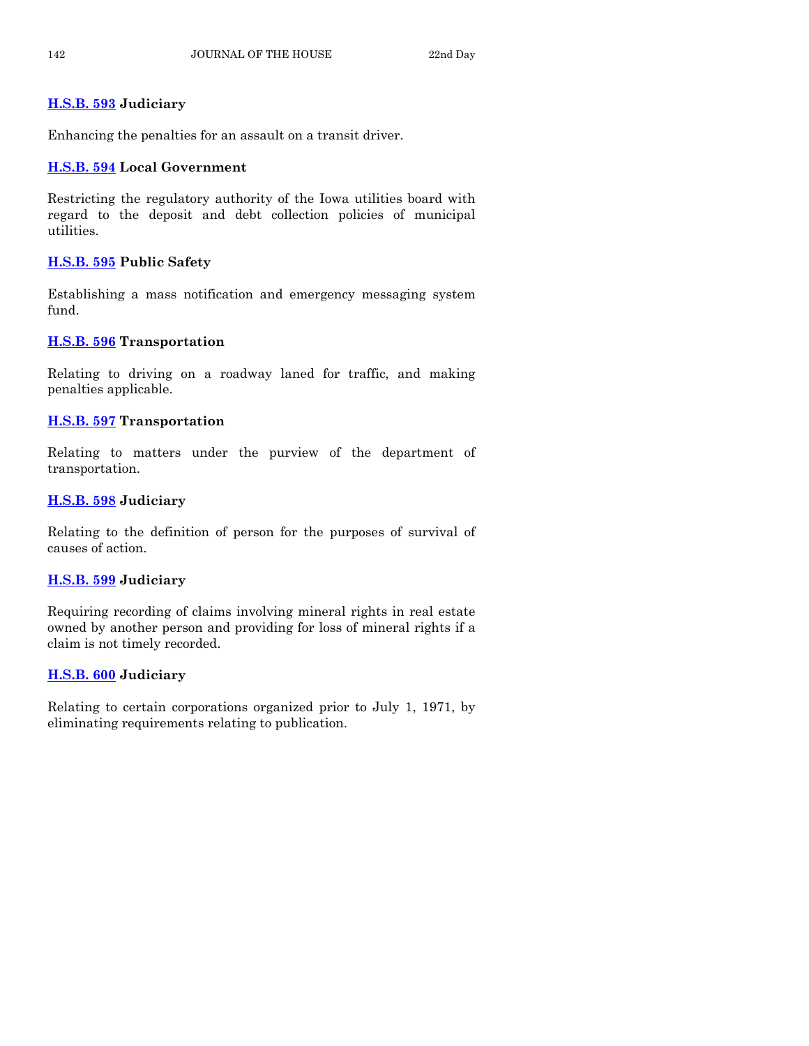**H.S.B. 593** **Judiciary**

Enhancing the penalties for an assault on a transit driver.

**H.S.B. 594** **Local Government**

Restricting the regulatory authority of the Iowa utilities board with regard to the deposit and debt collection policies of municipal utilities.

**H.S.B. 595** **Public Safety**

Establishing a mass notification and emergency messaging system fund.

**H.S.B. 596** **Transportation**

Relating to driving on a roadway laned for traffic, and making penalties applicable.

**H.S.B. 597** **Transportation**

Relating to matters under the purview of the department of transportation.

**H.S.B. 598** **Judiciary**

Relating to the definition of person for the purposes of survival of causes of action.

**H.S.B. 599** **Judiciary**

Requiring recording of claims involving mineral rights in real estate owned by another person and providing for loss of mineral rights if a claim is not timely recorded.

**H.S.B. 600** **Judiciary**

Relating to certain corporations organized prior to July 1, 1971, by eliminating requirements relating to publication.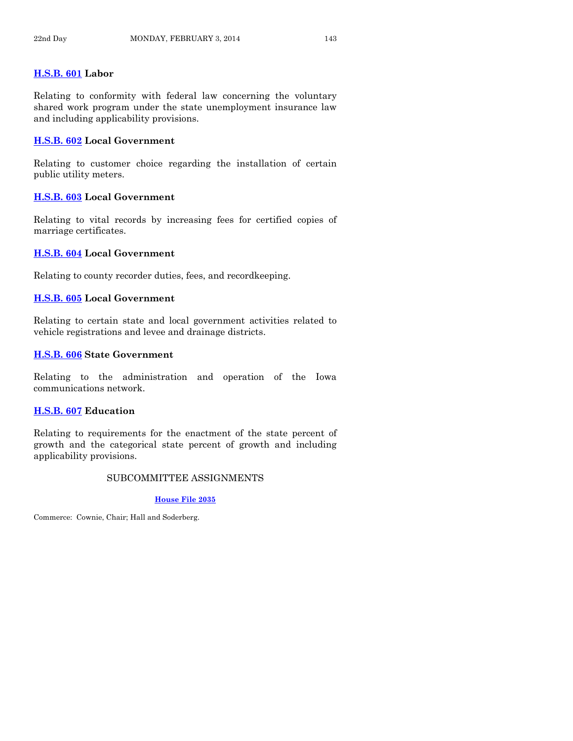**[H.S.B. 601](https://www.legis.iowa.gov/legislation/BillBook?ga=85&ba=HSB601) Labor**

Relating to conformity with federal law concerning the voluntary shared work program under the state unemployment insurance law and including applicability provisions.

**[H.S.B. 602](https://www.legis.iowa.gov/legislation/BillBook?ga=85&ba=HSB602) Local Government**

Relating to customer choice regarding the installation of certain public utility meters.

**[H.S.B. 603](https://www.legis.iowa.gov/legislation/BillBook?ga=85&ba=HSB603) Local Government**

Relating to vital records by increasing fees for certified copies of marriage certificates.

**[H.S.B. 604](https://www.legis.iowa.gov/legislation/BillBook?ga=85&ba=HSB604) Local Government**

Relating to county recorder duties, fees, and recordkeeping.

**[H.S.B. 605](https://www.legis.iowa.gov/legislation/BillBook?ga=85&ba=HSB605) Local Government**

Relating to certain state and local government activities related to vehicle registrations and levee and drainage districts.

**[H.S.B. 606](https://www.legis.iowa.gov/legislation/BillBook?ga=85&ba=HSB606) State Government**

Relating to the administration and operation of the Iowa communications network.

**[H.S.B. 607](https://www.legis.iowa.gov/legislation/BillBook?ga=85&ba=HSB607) Education**

Relating to requirements for the enactment of the state percent of growth and the categorical state percent of growth and including applicability provisions.

## SUBCOMMITTEE ASSIGNMENTS

**[House File 2035](https://www.legis.iowa.gov/legislation/BillBook?ga=85&ba=HF2035)**

Commerce: Cownie, Chair; Hall and Soderberg.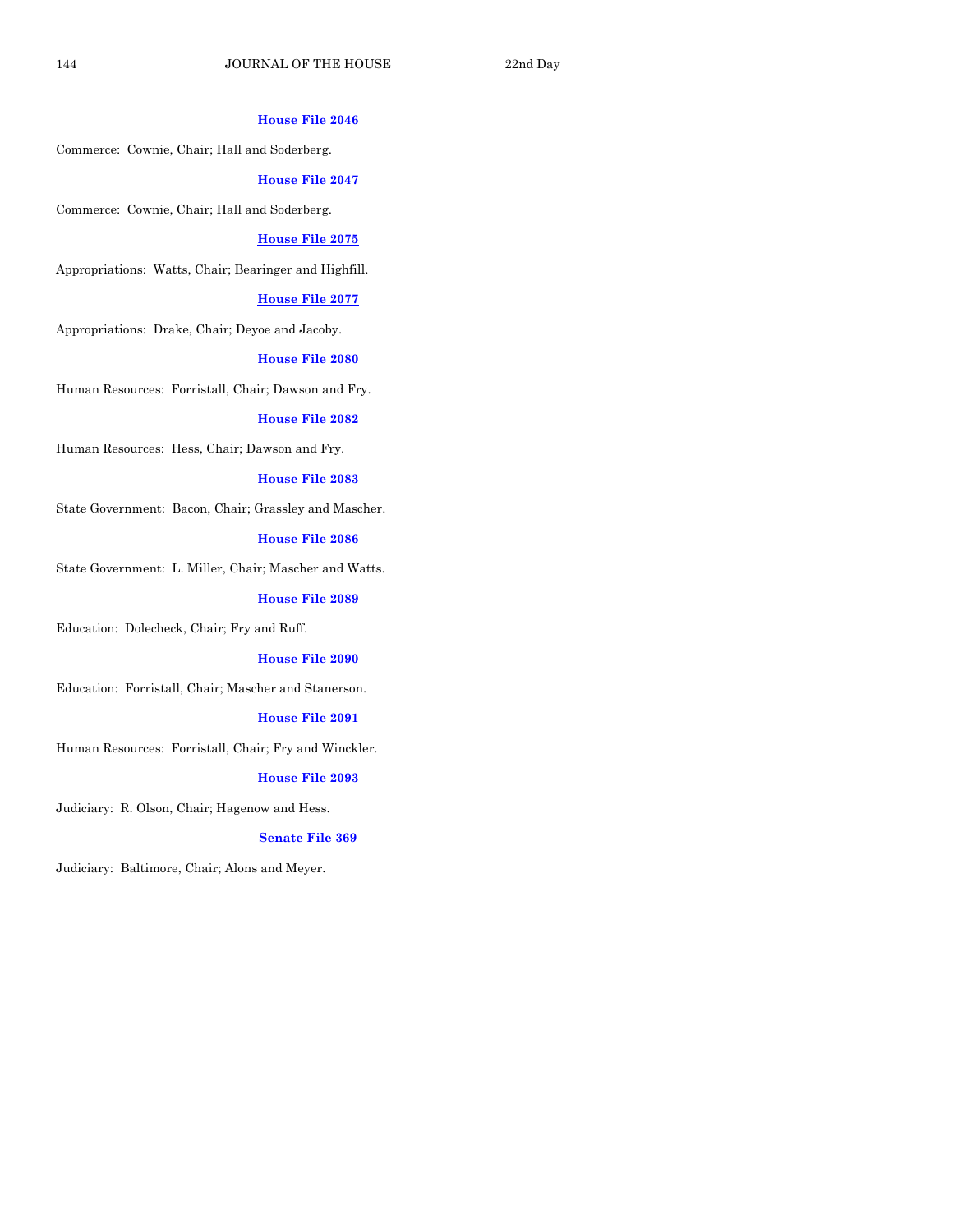**House File 2046**

Commerce: Cownie, Chair; Hall and Soderberg.

**House File 2047**

Commerce: Cownie, Chair; Hall and Soderberg.

**House File 2075**

Appropriations: Watts, Chair; Bearinger and Highfill.

**House File 2077**

Appropriations: Drake, Chair; Deyoe and Jacoby.

**House File 2080**

Human Resources: Forristall, Chair; Dawson and Fry.

**House File 2082**

Human Resources: Hess, Chair; Dawson and Fry.

**House File 2083**

State Government: Bacon, Chair; Grassley and Mascher.

**House File 2086**

State Government: L. Miller, Chair; Mascher and Watts.

**House File 2089**

Education: Dolecheck, Chair; Fry and Ruff.

**House File 2090**

Education: Forristall, Chair; Mascher and Stanerson.

**House File 2091**

Human Resources: Forristall, Chair; Fry and Winckler.

**House File 2093**

Judiciary: R. Olson, Chair; Hagenow and Hess.

**Senate File 369**

Judiciary: Baltimore, Chair; Alons and Meyer.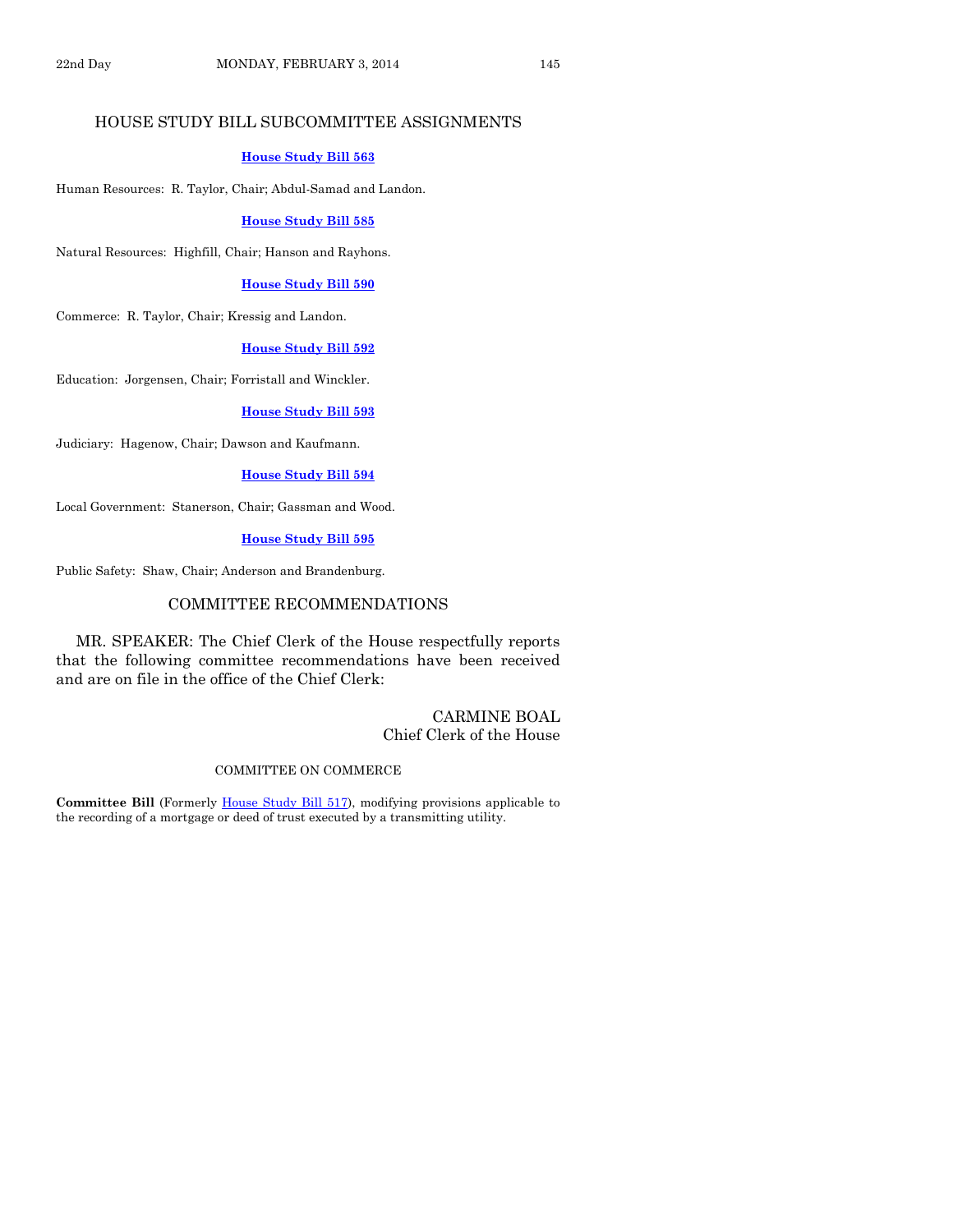## HOUSE STUDY BILL SUBCOMMITTEE ASSIGNMENTS

**House Study Bill 563**

Human Resources: R. Taylor, Chair; Abdul-Samad and Landon.

**House Study Bill 585**

Natural Resources: Highfill, Chair; Hanson and Rayhons.

**House Study Bill 590**

Commerce: R. Taylor, Chair; Kressig and Landon.

**House Study Bill 592**

Education: Jorgensen, Chair; Forristall and Winckler.

**House Study Bill 593**

Judiciary: Hagenow, Chair; Dawson and Kaufmann.

**House Study Bill 594**

Local Government: Stanerson, Chair; Gassman and Wood.

**House Study Bill 595**

Public Safety: Shaw, Chair; Anderson and Brandenburg.

## COMMITTEE RECOMMENDATIONS

MR. SPEAKER: The Chief Clerk of the House respectfully reports that the following committee recommendations have been received and are on file in the office of the Chief Clerk:

CARMINE BOAL
Chief Clerk of the House

### COMMITTEE ON COMMERCE

**Committee Bill** (Formerly House Study Bill 517), modifying provisions applicable to the recording of a mortgage or deed of trust executed by a transmitting utility.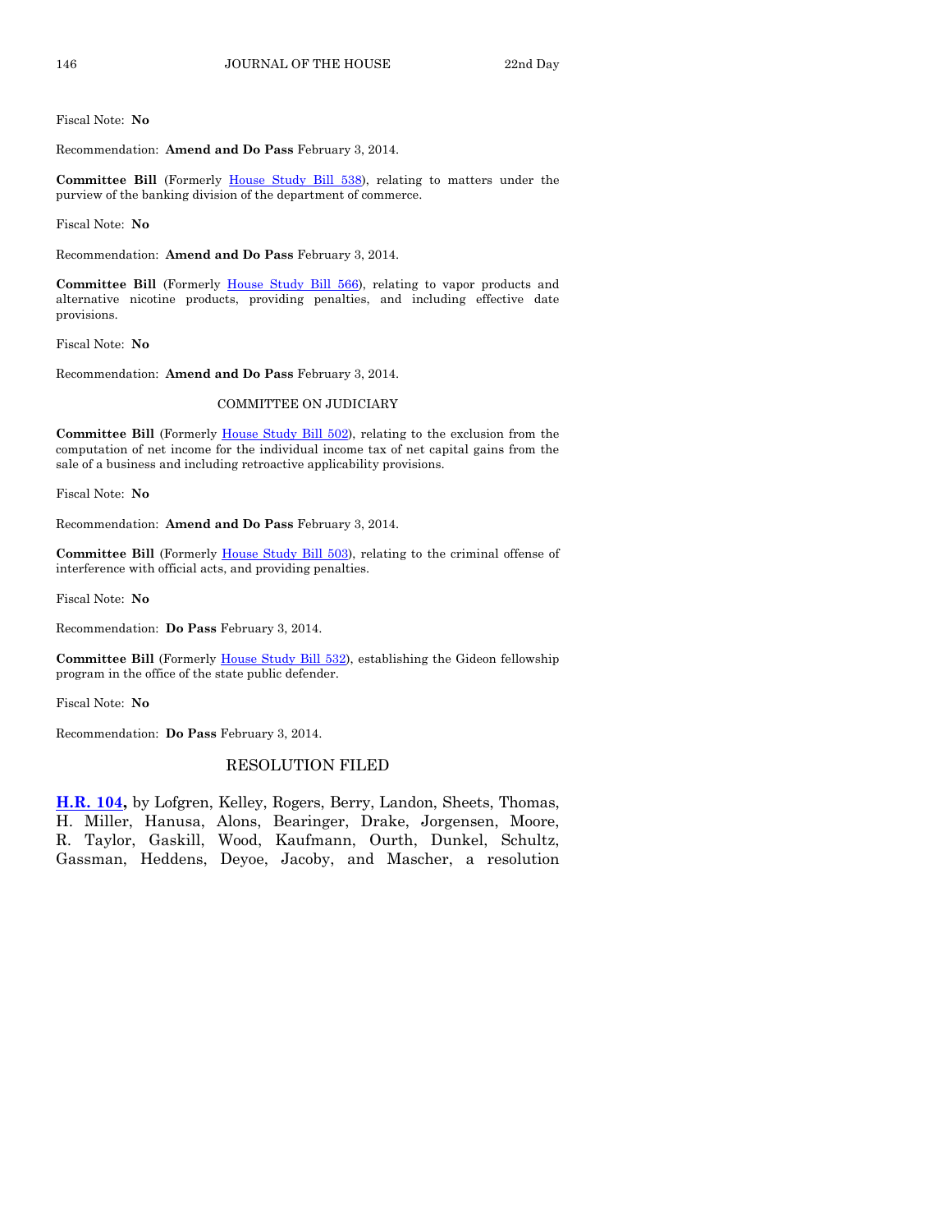Fiscal Note: **No**

Recommendation: **Amend and Do Pass** February 3, 2014.

**Committee Bill** (Formerly House Study Bill 538), relating to matters under the purview of the banking division of the department of commerce.

Fiscal Note: **No**

Recommendation: **Amend and Do Pass** February 3, 2014.

**Committee Bill** (Formerly House Study Bill 566), relating to vapor products and alternative nicotine products, providing penalties, and including effective date provisions.

Fiscal Note: **No**

Recommendation: **Amend and Do Pass** February 3, 2014.

COMMITTEE ON JUDICIARY

**Committee Bill** (Formerly House Study Bill 502), relating to the exclusion from the computation of net income for the individual income tax of net capital gains from the sale of a business and including retroactive applicability provisions.

Fiscal Note: **No**

Recommendation: **Amend and Do Pass** February 3, 2014.

**Committee Bill** (Formerly House Study Bill 503), relating to the criminal offense of interference with official acts, and providing penalties.

Fiscal Note: **No**

Recommendation: **Do Pass** February 3, 2014.

**Committee Bill** (Formerly House Study Bill 532), establishing the Gideon fellowship program in the office of the state public defender.

Fiscal Note: **No**

Recommendation: **Do Pass** February 3, 2014.

## RESOLUTION FILED

**H.R. 104,** by Lofgren, Kelley, Rogers, Berry, Landon, Sheets, Thomas, H. Miller, Hanusa, Alons, Bearinger, Drake, Jorgensen, Moore, R. Taylor, Gaskill, Wood, Kaufmann, Ourth, Dunkel, Schultz, Gassman, Heddens, Deyoe, Jacoby, and Mascher, a resolution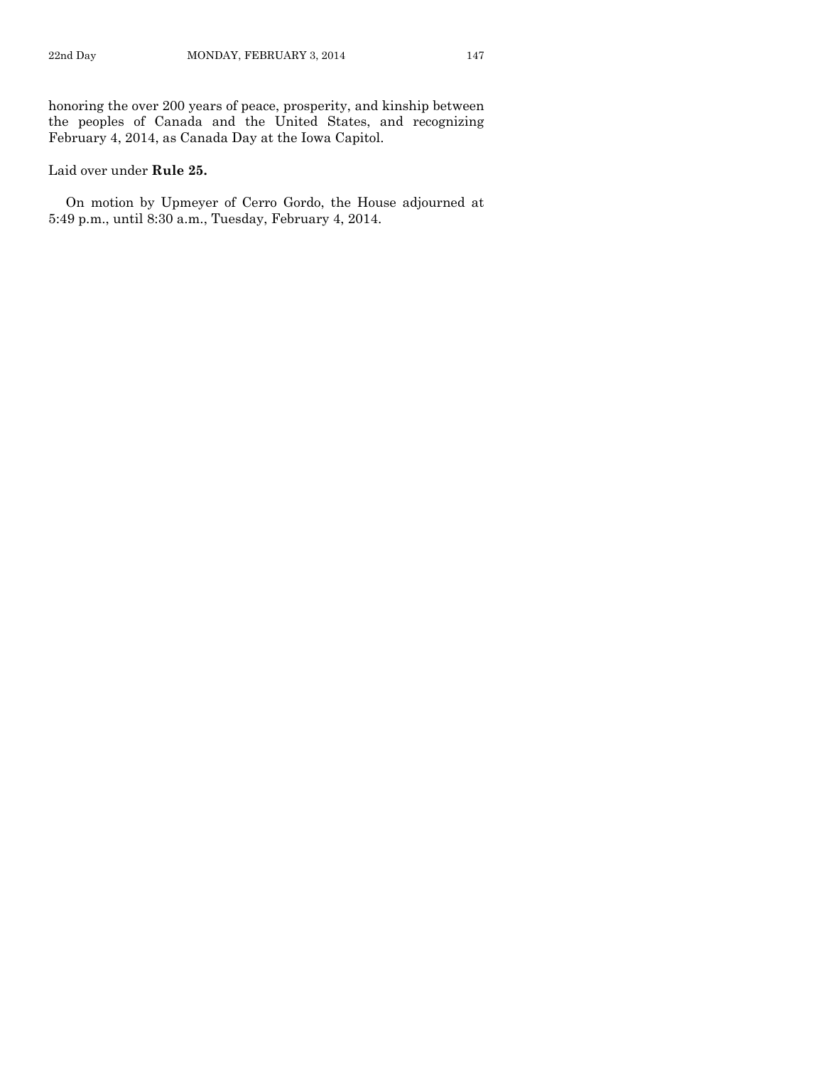honoring the over 200 years of peace, prosperity, and kinship between the peoples of Canada and the United States, and recognizing February 4, 2014, as Canada Day at the Iowa Capitol.

Laid over under **Rule 25.**

On motion by Upmeyer of Cerro Gordo, the House adjourned at 5:49 p.m., until 8:30 a.m., Tuesday, February 4, 2014.